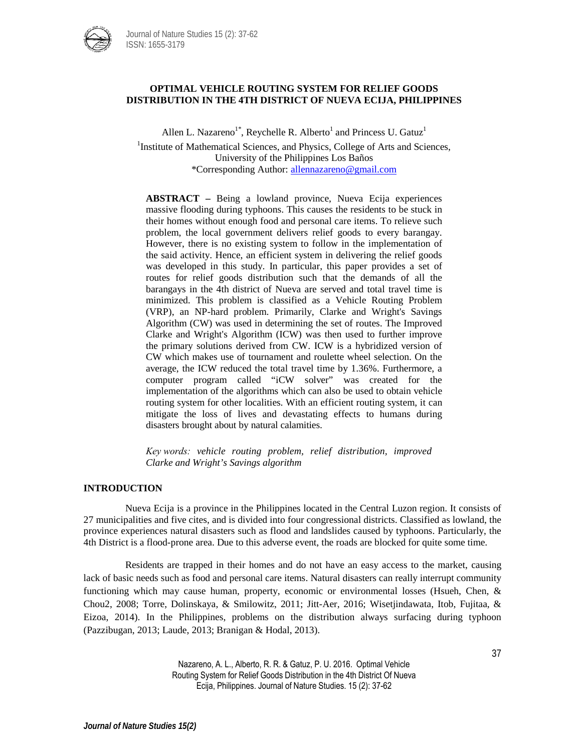# OPTIMAL VEHICLE ROUTING SYSTEM FOR RELIEF GOODS DISTRIBUTION IN THE 4TH DISTRICT OF NUEVA ECIJA, PHILIPPINES

Allen L. Nazareno[1*], Reychelle R. Alberto[1] and Princess U. Gatuz[1]

[1]Institute of Mathematical Sciences, and Physics, College of Arts and Sciences, University of the Philippines Los Baños

*Corresponding Author: allennazareno@gmail.com

**ABSTRACT –** Being a lowland province, Nueva Ecija experiences massive flooding during typhoons. This causes the residents to be stuck in their homes without enough food and personal care items. To relieve such problem, the local government delivers relief goods to every barangay. However, there is no existing system to follow in the implementation of the said activity. Hence, an efficient system in delivering the relief goods was developed in this study. In particular, this paper provides a set of routes for relief goods distribution such that the demands of all the barangays in the 4th district of Nueva are served and total travel time is minimized. This problem is classified as a Vehicle Routing Problem (VRP), an NP-hard problem. Primarily, Clarke and Wright's Savings Algorithm (CW) was used in determining the set of routes. The Improved Clarke and Wright's Algorithm (ICW) was then used to further improve the primary solutions derived from CW. ICW is a hybridized version of CW which makes use of tournament and roulette wheel selection. On the average, the ICW reduced the total travel time by 1.36%. Furthermore, a computer program called "iCW solver" was created for the implementation of the algorithms which can also be used to obtain vehicle routing system for other localities. With an efficient routing system, it can mitigate the loss of lives and devastating effects to humans during disasters brought about by natural calamities.

*Key words: vehicle routing problem, relief distribution, improved Clarke and Wright's Savings algorithm*

## INTRODUCTION

Nueva Ecija is a province in the Philippines located in the Central Luzon region. It consists of 27 municipalities and five cites, and is divided into four congressional districts. Classified as lowland, the province experiences natural disasters such as flood and landslides caused by typhoons. Particularly, the 4th District is a flood-prone area. Due to this adverse event, the roads are blocked for quite some time.

Residents are trapped in their homes and do not have an easy access to the market, causing lack of basic needs such as food and personal care items. Natural disasters can really interrupt community functioning which may cause human, property, economic or environmental losses (Hsueh, Chen, & Chou2, 2008; Torre, Dolinskaya, & Smilowitz, 2011; Jitt-Aer, 2016; Wisetjindawata, Itob, Fujitaa, & Eizoa, 2014). In the Philippines, problems on the distribution always surfacing during typhoon (Pazzibugan, 2013; Laude, 2013; Branigan & Hodal, 2013).

Nazareno, A. L., Alberto, R. R. & Gatuz, P. U. 2016. Optimal Vehicle Routing System for Relief Goods Distribution in the 4th District Of Nueva Ecija, Philippines. Journal of Nature Studies. 15 (2): 37-62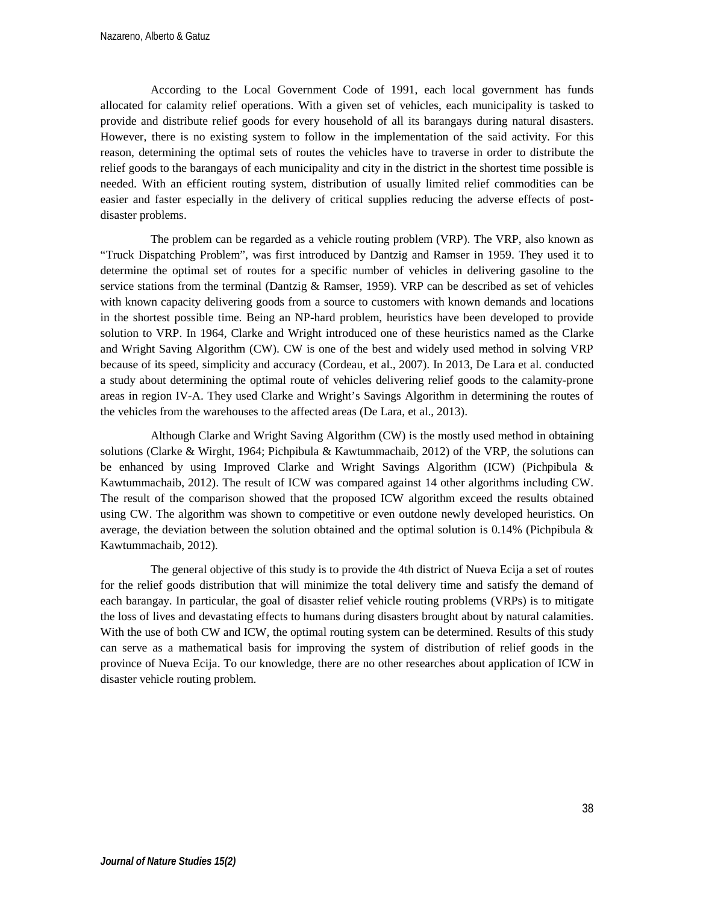According to the Local Government Code of 1991, each local government has funds allocated for calamity relief operations. With a given set of vehicles, each municipality is tasked to provide and distribute relief goods for every household of all its barangays during natural disasters. However, there is no existing system to follow in the implementation of the said activity. For this reason, determining the optimal sets of routes the vehicles have to traverse in order to distribute the relief goods to the barangays of each municipality and city in the district in the shortest time possible is needed. With an efficient routing system, distribution of usually limited relief commodities can be easier and faster especially in the delivery of critical supplies reducing the adverse effects of post-disaster problems.

The problem can be regarded as a vehicle routing problem (VRP). The VRP, also known as "Truck Dispatching Problem", was first introduced by Dantzig and Ramser in 1959. They used it to determine the optimal set of routes for a specific number of vehicles in delivering gasoline to the service stations from the terminal (Dantzig & Ramser, 1959). VRP can be described as set of vehicles with known capacity delivering goods from a source to customers with known demands and locations in the shortest possible time. Being an NP-hard problem, heuristics have been developed to provide solution to VRP. In 1964, Clarke and Wright introduced one of these heuristics named as the Clarke and Wright Saving Algorithm (CW). CW is one of the best and widely used method in solving VRP because of its speed, simplicity and accuracy (Cordeau, et al., 2007). In 2013, De Lara et al. conducted a study about determining the optimal route of vehicles delivering relief goods to the calamity-prone areas in region IV-A. They used Clarke and Wright's Savings Algorithm in determining the routes of the vehicles from the warehouses to the affected areas (De Lara, et al., 2013).

Although Clarke and Wright Saving Algorithm (CW) is the mostly used method in obtaining solutions (Clarke & Wirght, 1964; Pichpibula & Kawtummachaib, 2012) of the VRP, the solutions can be enhanced by using Improved Clarke and Wright Savings Algorithm (ICW) (Pichpibula & Kawtummachaib, 2012). The result of ICW was compared against 14 other algorithms including CW. The result of the comparison showed that the proposed ICW algorithm exceed the results obtained using CW. The algorithm was shown to competitive or even outdone newly developed heuristics. On average, the deviation between the solution obtained and the optimal solution is 0.14% (Pichpibula & Kawtummachaib, 2012).

The general objective of this study is to provide the 4th district of Nueva Ecija a set of routes for the relief goods distribution that will minimize the total delivery time and satisfy the demand of each barangay. In particular, the goal of disaster relief vehicle routing problems (VRPs) is to mitigate the loss of lives and devastating effects to humans during disasters brought about by natural calamities. With the use of both CW and ICW, the optimal routing system can be determined. Results of this study can serve as a mathematical basis for improving the system of distribution of relief goods in the province of Nueva Ecija. To our knowledge, there are no other researches about application of ICW in disaster vehicle routing problem.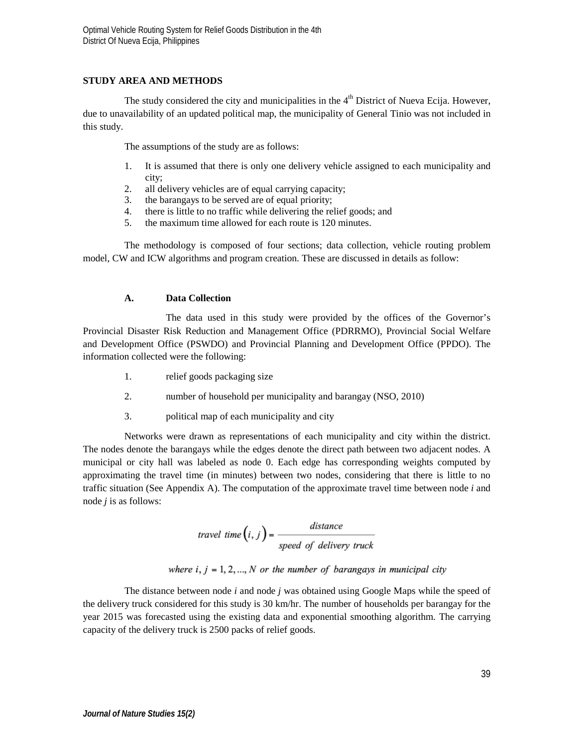## STUDY AREA AND METHODS

The study considered the city and municipalities in the 4th District of Nueva Ecija. However, due to unavailability of an updated political map, the municipality of General Tinio was not included in this study.

The assumptions of the study are as follows:

1. It is assumed that there is only one delivery vehicle assigned to each municipality and city;
2. all delivery vehicles are of equal carrying capacity;
3. the barangays to be served are of equal priority;
4. there is little to no traffic while delivering the relief goods; and
5. the maximum time allowed for each route is 120 minutes.

The methodology is composed of four sections; data collection, vehicle routing problem model, CW and ICW algorithms and program creation. These are discussed in details as follow:

### A. Data Collection

The data used in this study were provided by the offices of the Governor's Provincial Disaster Risk Reduction and Management Office (PDRRMO), Provincial Social Welfare and Development Office (PSWDO) and Provincial Planning and Development Office (PPDO). The information collected were the following:

1. relief goods packaging size
2. number of household per municipality and barangay (NSO, 2010)
3. political map of each municipality and city

Networks were drawn as representations of each municipality and city within the district. The nodes denote the barangays while the edges denote the direct path between two adjacent nodes. A municipal or city hall was labeled as node 0. Each edge has corresponding weights computed by approximating the travel time (in minutes) between two nodes, considering that there is little to no traffic situation (See Appendix A). The computation of the approximate travel time between node *i* and node *j* is as follows:

$$travel\ time\left(i, j\right) = \frac{distance}{speed\ of\ delivery\ truck}$$

$$where\ i, j = 1, 2, \ldots, N\ or\ the\ number\ of\ barangays\ in\ municipal\ city$$

The distance between node *i* and node *j* was obtained using Google Maps while the speed of the delivery truck considered for this study is 30 km/hr. The number of households per barangay for the year 2015 was forecasted using the existing data and exponential smoothing algorithm. The carrying capacity of the delivery truck is 2500 packs of relief goods.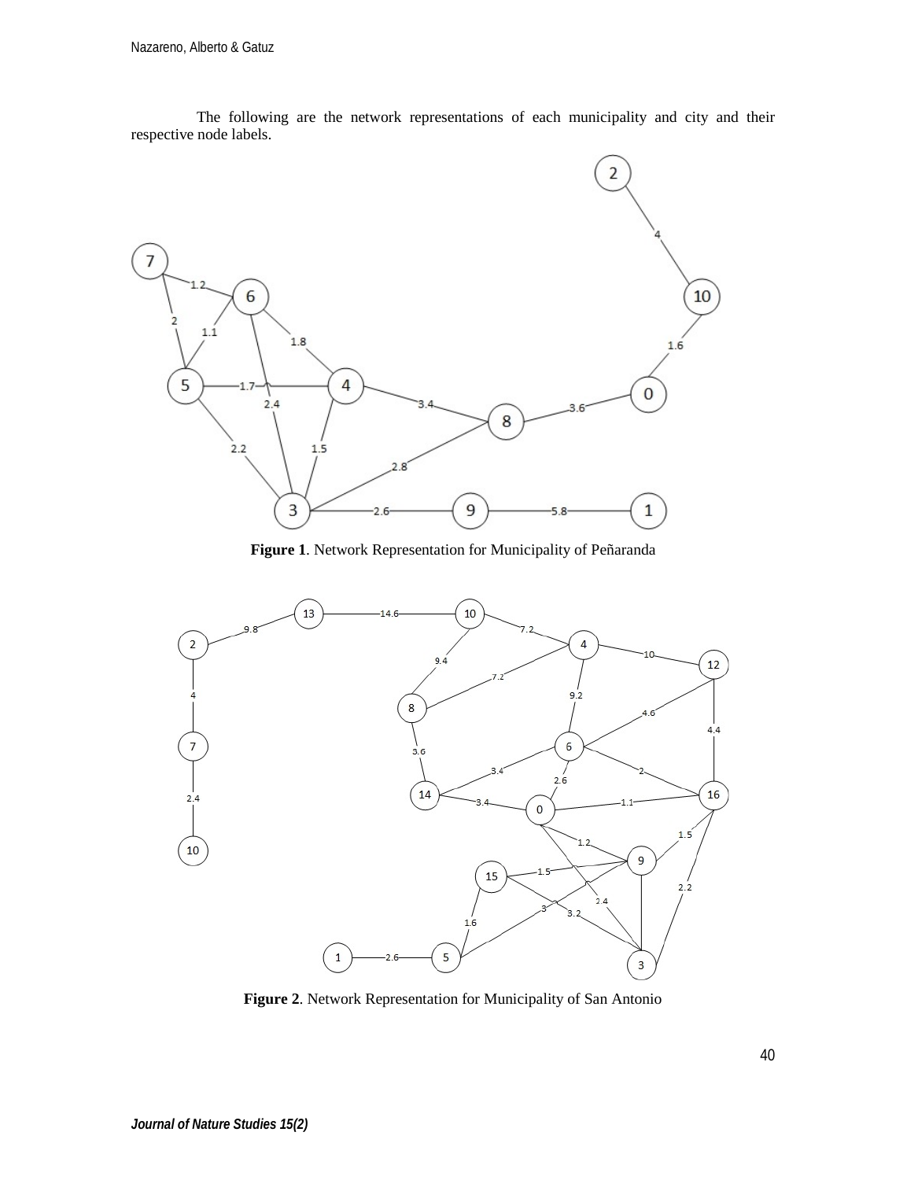The following are the network representations of each municipality and city and their respective node labels.

**Figure 1**. Network Representation for Municipality of Peñaranda

**Figure 2**. Network Representation for Municipality of San Antonio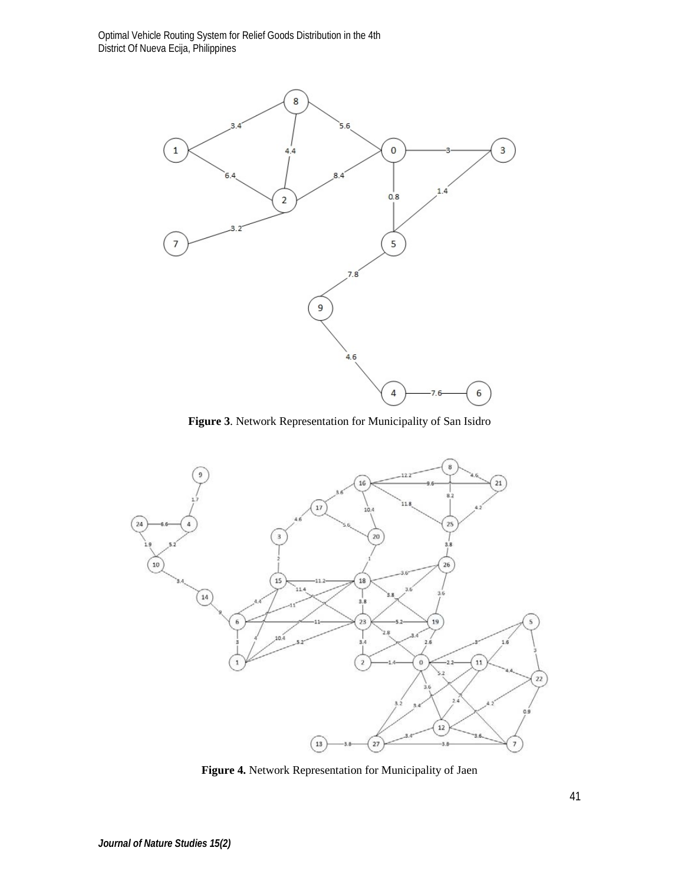**Figure 3**. Network Representation for Municipality of San Isidro

**Figure 4.** Network Representation for Municipality of Jaen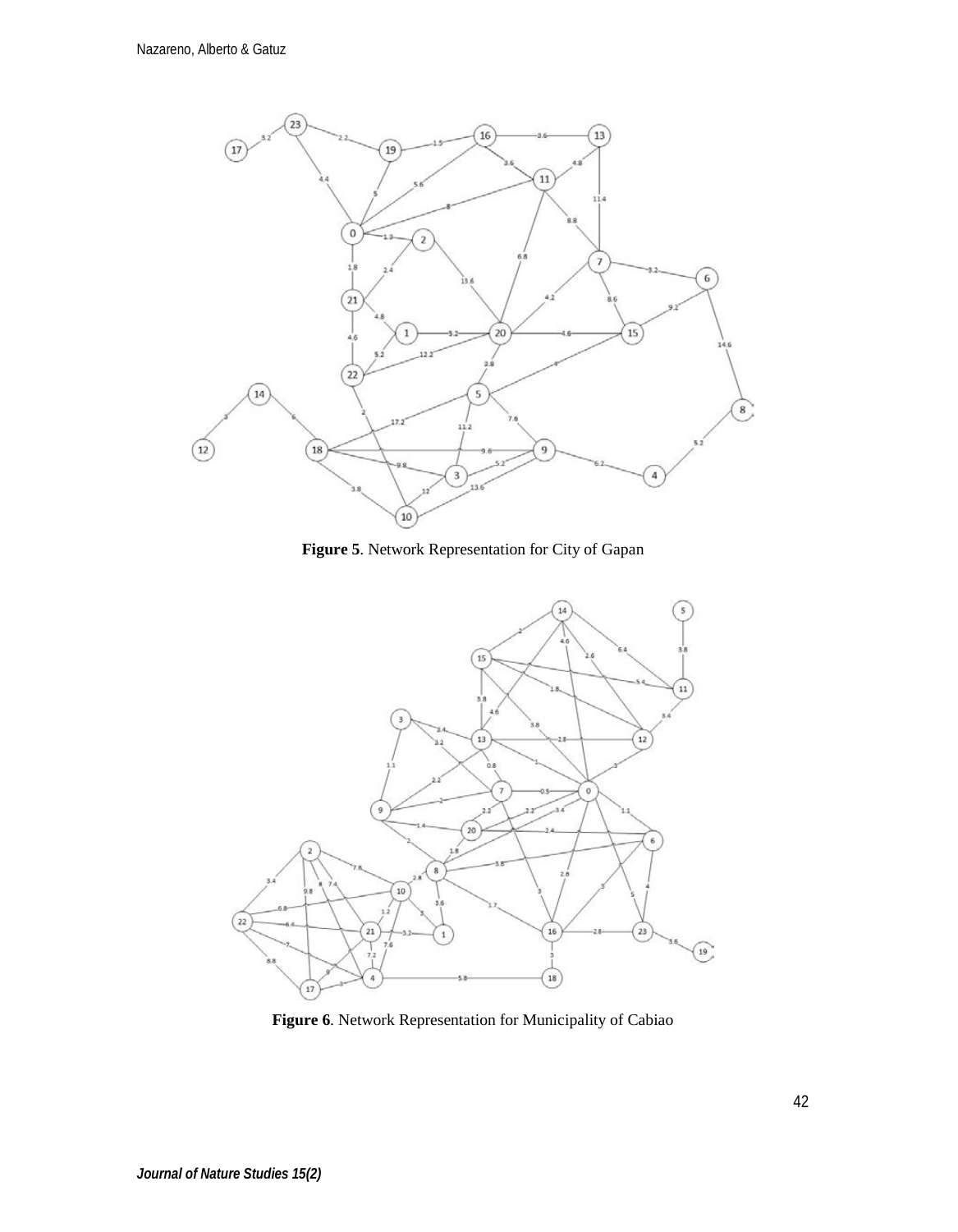Figure 5. Network Representation for City of Gapan

Figure 6. Network Representation for Municipality of Cabiao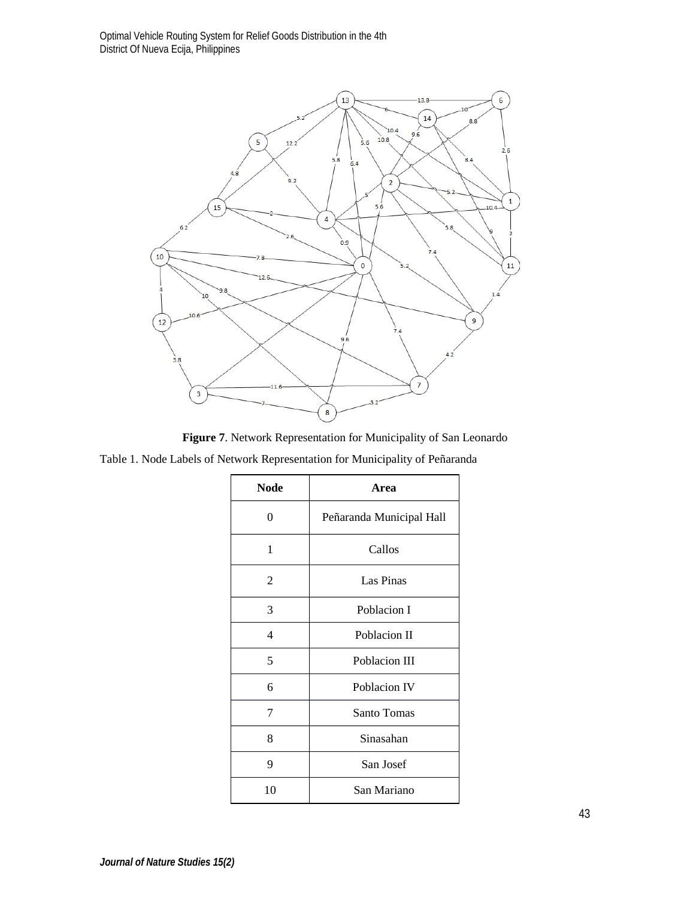**Figure 7**. Network Representation for Municipality of San Leonardo

Table 1. Node Labels of Network Representation for Municipality of Peñaranda

| Node | Area |
|---|---|
| 0 | Peñaranda Municipal Hall |
| 1 | Callos |
| 2 | Las Pinas |
| 3 | Poblacion I |
| 4 | Poblacion II |
| 5 | Poblacion III |
| 6 | Poblacion IV |
| 7 | Santo Tomas |
| 8 | Sinasahan |
| 9 | San Josef |
| 10 | San Mariano |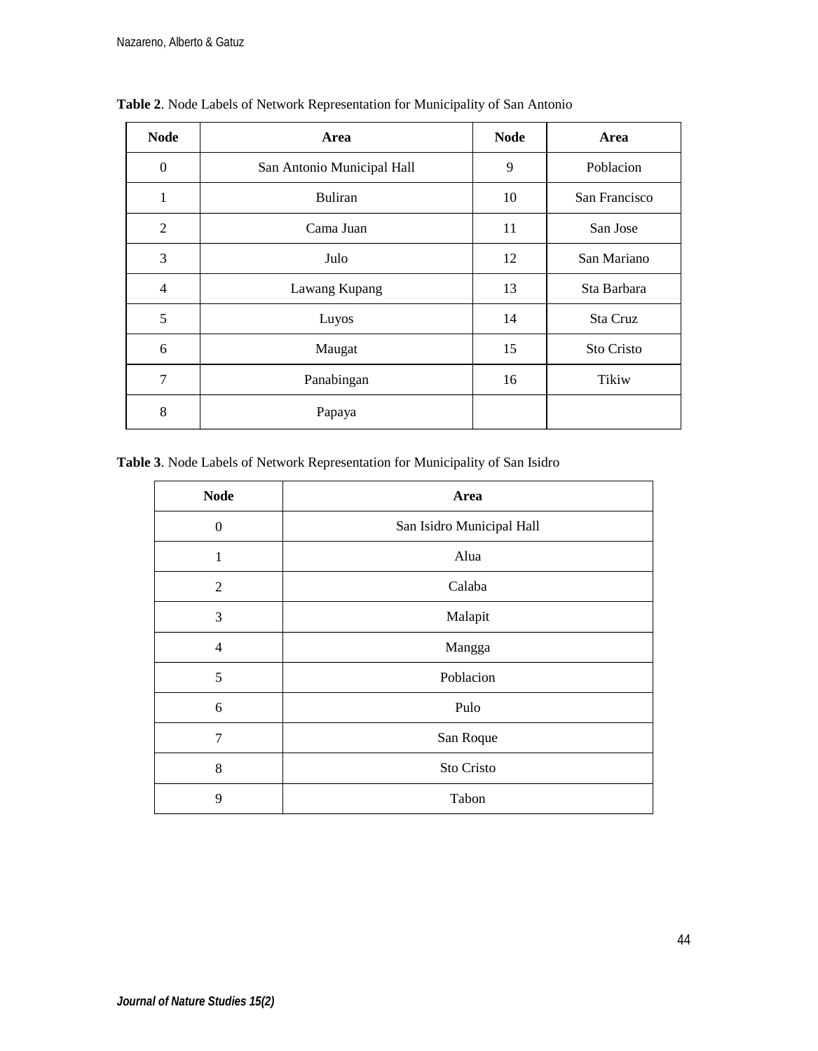**Table 2**. Node Labels of Network Representation for Municipality of San Antonio

| Node | Area | Node | Area |
|---|---|---|---|
| 0 | San Antonio Municipal Hall | 9 | Poblacion |
| 1 | Buliran | 10 | San Francisco |
| 2 | Cama Juan | 11 | San Jose |
| 3 | Julo | 12 | San Mariano |
| 4 | Lawang Kupang | 13 | Sta Barbara |
| 5 | Luyos | 14 | Sta Cruz |
| 6 | Maugat | 15 | Sto Cristo |
| 7 | Panabingan | 16 | Tikiw |
| 8 | Papaya | | |

**Table 3**. Node Labels of Network Representation for Municipality of San Isidro

| Node | Area |
|---|---|
| 0 | San Isidro Municipal Hall |
| 1 | Alua |
| 2 | Calaba |
| 3 | Malapit |
| 4 | Mangga |
| 5 | Poblacion |
| 6 | Pulo |
| 7 | San Roque |
| 8 | Sto Cristo |
| 9 | Tabon |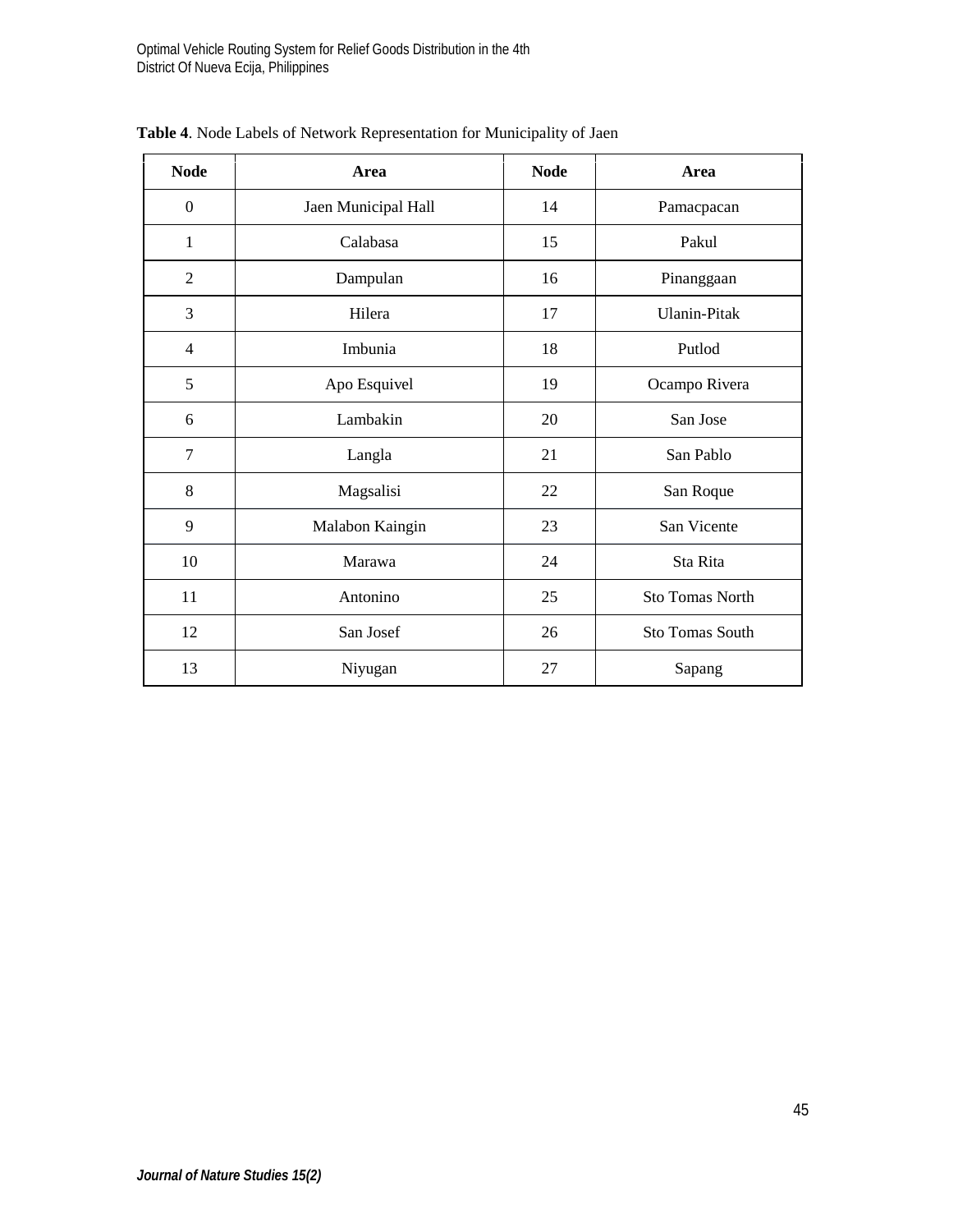**Table 4**. Node Labels of Network Representation for Municipality of Jaen

| Node | Area | Node | Area |
|---|---|---|---|
| 0 | Jaen Municipal Hall | 14 | Pamacpacan |
| 1 | Calabasa | 15 | Pakul |
| 2 | Dampulan | 16 | Pinanggaan |
| 3 | Hilera | 17 | Ulanin-Pitak |
| 4 | Imbunia | 18 | Putlod |
| 5 | Apo Esquivel | 19 | Ocampo Rivera |
| 6 | Lambakin | 20 | San Jose |
| 7 | Langla | 21 | San Pablo |
| 8 | Magsalisi | 22 | San Roque |
| 9 | Malabon Kaingin | 23 | San Vicente |
| 10 | Marawa | 24 | Sta Rita |
| 11 | Antonino | 25 | Sto Tomas North |
| 12 | San Josef | 26 | Sto Tomas South |
| 13 | Niyugan | 27 | Sapang |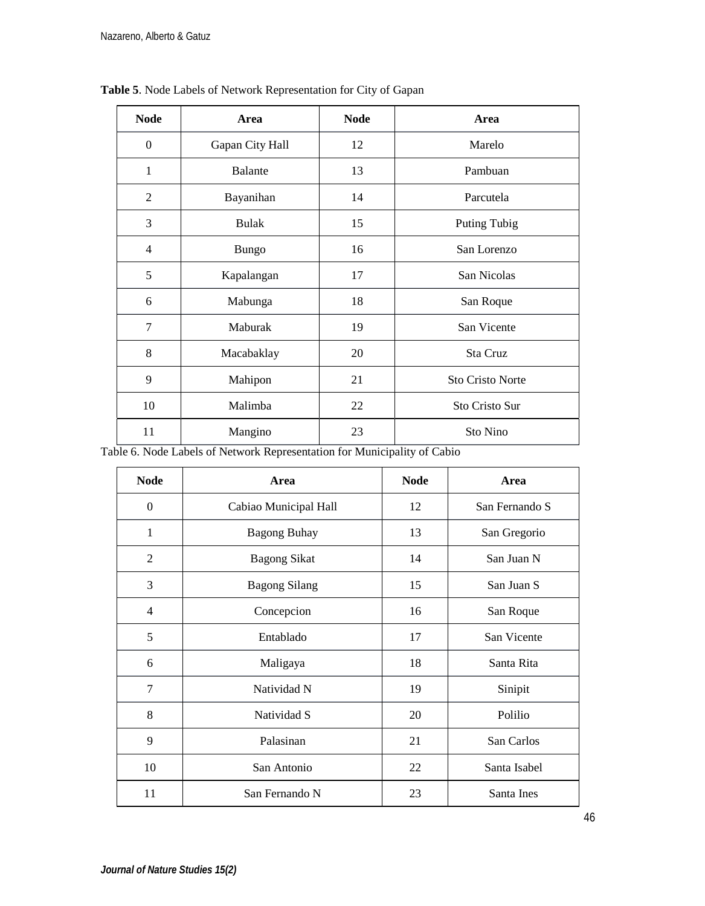**Table 5**. Node Labels of Network Representation for City of Gapan

| Node | Area | Node | Area |
|---|---|---|---|
| 0 | Gapan City Hall | 12 | Marelo |
| 1 | Balante | 13 | Pambuan |
| 2 | Bayanihan | 14 | Parcutela |
| 3 | Bulak | 15 | Puting Tubig |
| 4 | Bungo | 16 | San Lorenzo |
| 5 | Kapalangan | 17 | San Nicolas |
| 6 | Mabunga | 18 | San Roque |
| 7 | Maburak | 19 | San Vicente |
| 8 | Macabaklay | 20 | Sta Cruz |
| 9 | Mahipon | 21 | Sto Cristo Norte |
| 10 | Malimba | 22 | Sto Cristo Sur |
| 11 | Mangino | 23 | Sto Nino |

Table 6. Node Labels of Network Representation for Municipality of Cabio

| Node | Area | Node | Area |
|---|---|---|---|
| 0 | Cabiao Municipal Hall | 12 | San Fernando S |
| 1 | Bagong Buhay | 13 | San Gregorio |
| 2 | Bagong Sikat | 14 | San Juan N |
| 3 | Bagong Silang | 15 | San Juan S |
| 4 | Concepcion | 16 | San Roque |
| 5 | Entablado | 17 | San Vicente |
| 6 | Maligaya | 18 | Santa Rita |
| 7 | Natividad N | 19 | Sinipit |
| 8 | Natividad S | 20 | Polilio |
| 9 | Palasinan | 21 | San Carlos |
| 10 | San Antonio | 22 | Santa Isabel |
| 11 | San Fernando N | 23 | Santa Ines |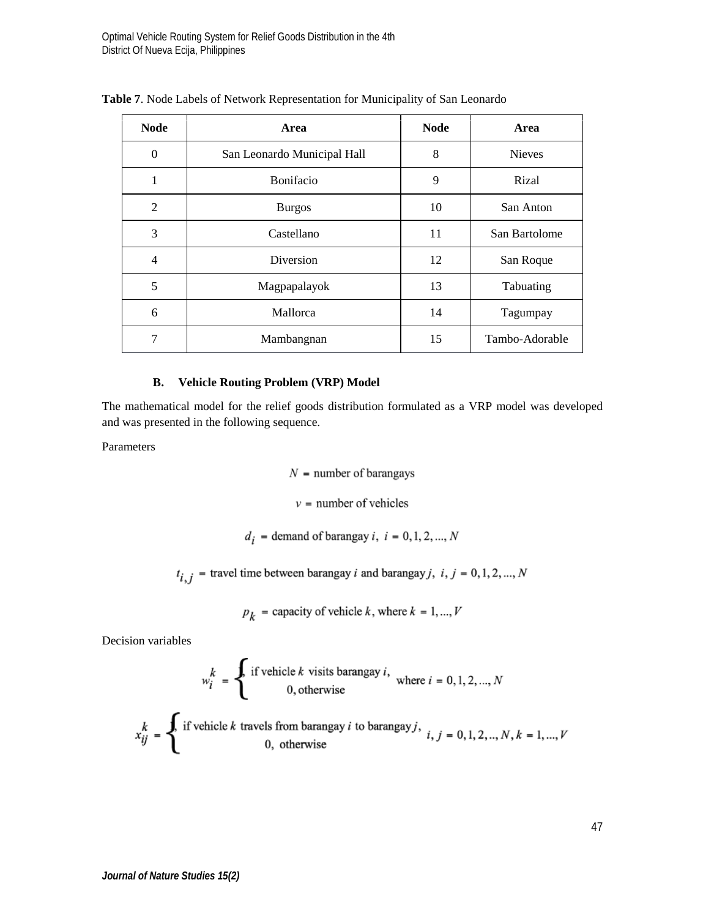**Table 7**. Node Labels of Network Representation for Municipality of San Leonardo

| Node | Area | Node | Area |
|---|---|---|---|
| 0 | San Leonardo Municipal Hall | 8 | Nieves |
| 1 | Bonifacio | 9 | Rizal |
| 2 | Burgos | 10 | San Anton |
| 3 | Castellano | 11 | San Bartolome |
| 4 | Diversion | 12 | San Roque |
| 5 | Magpapalayok | 13 | Tabuating |
| 6 | Mallorca | 14 | Tagumpay |
| 7 | Mambangnan | 15 | Tambo-Adorable |

### B. Vehicle Routing Problem (VRP) Model

The mathematical model for the relief goods distribution formulated as a VRP model was developed and was presented in the following sequence.

Parameters

$$N = \text{number of barangays}$$

$$v = \text{number of vehicles}$$

$$d_i = \text{demand of barangay } i,\ i = 0, 1, 2, ..., N$$

$$t_{i,j} = \text{travel time between barangay } i \text{ and barangay } j,\ i, j = 0, 1, 2, ..., N$$

$$p_k = \text{capacity of vehicle } k, \text{ where } k = 1, ..., V$$

Decision variables

$$w_i^k = \begin{cases} 1, & \text{if vehicle } k \text{ visits barangay } i, \\ 0, & \text{otherwise} \end{cases} \quad \text{where } i = 0, 1, 2, ..., N$$

$$x_{ij}^k = \begin{cases} 1, & \text{if vehicle } k \text{ travels from barangay } i \text{ to barangay } j, \\ 0, & \text{otherwise} \end{cases} \quad i, j = 0, 1, 2, .., N, k = 1, ..., V$$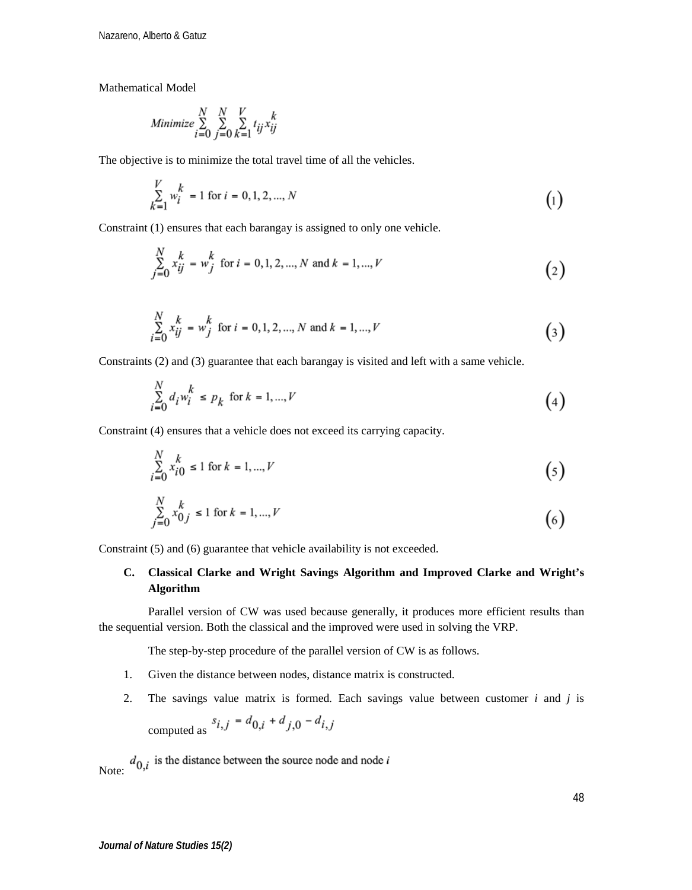Mathematical Model

$$Minimize \sum_{i=0}^{N} \sum_{j=0}^{N} \sum_{k=1}^{V} t_{ij} x_{ij}^{k}$$

The objective is to minimize the total travel time of all the vehicles.

$$\sum_{k=1}^{V} w_i^k = 1 \text{ for } i = 0, 1, 2, ..., N \tag{1}$$

Constraint (1) ensures that each barangay is assigned to only one vehicle.

$$\sum_{j=0}^{N} x_{ij}^{k} = w_j^k \text{ for } i = 0, 1, 2, ..., N \text{ and } k = 1, ..., V \tag{2}$$

$$\sum_{i=0}^{N} x_{ij}^{k} = w_j^k \text{ for } i = 0, 1, 2, ..., N \text{ and } k = 1, ..., V \tag{3}$$

Constraints (2) and (3) guarantee that each barangay is visited and left with a same vehicle.

$$\sum_{i=0}^{N} d_i w_i^k \leq p_k \text{ for } k = 1, ..., V \tag{4}$$

Constraint (4) ensures that a vehicle does not exceed its carrying capacity.

$$\sum_{i=0}^{N} x_{i0}^{k} \leq 1 \text{ for } k = 1, ..., V \tag{5}$$

$$\sum_{j=0}^{N} x_{0j}^{k} \leq 1 \text{ for } k = 1, ..., V \tag{6}$$

Constraint (5) and (6) guarantee that vehicle availability is not exceeded.

**C. Classical Clarke and Wright Savings Algorithm and Improved Clarke and Wright's Algorithm**

Parallel version of CW was used because generally, it produces more efficient results than the sequential version. Both the classical and the improved were used in solving the VRP.

The step-by-step procedure of the parallel version of CW is as follows.

1. Given the distance between nodes, distance matrix is constructed.
2. The savings value matrix is formed. Each savings value between customer *i* and *j* is computed as $s_{i,j} = d_{0,i} + d_{j,0} - d_{i,j}$

Note: $d_{0,i}$ is the distance between the source node and node $i$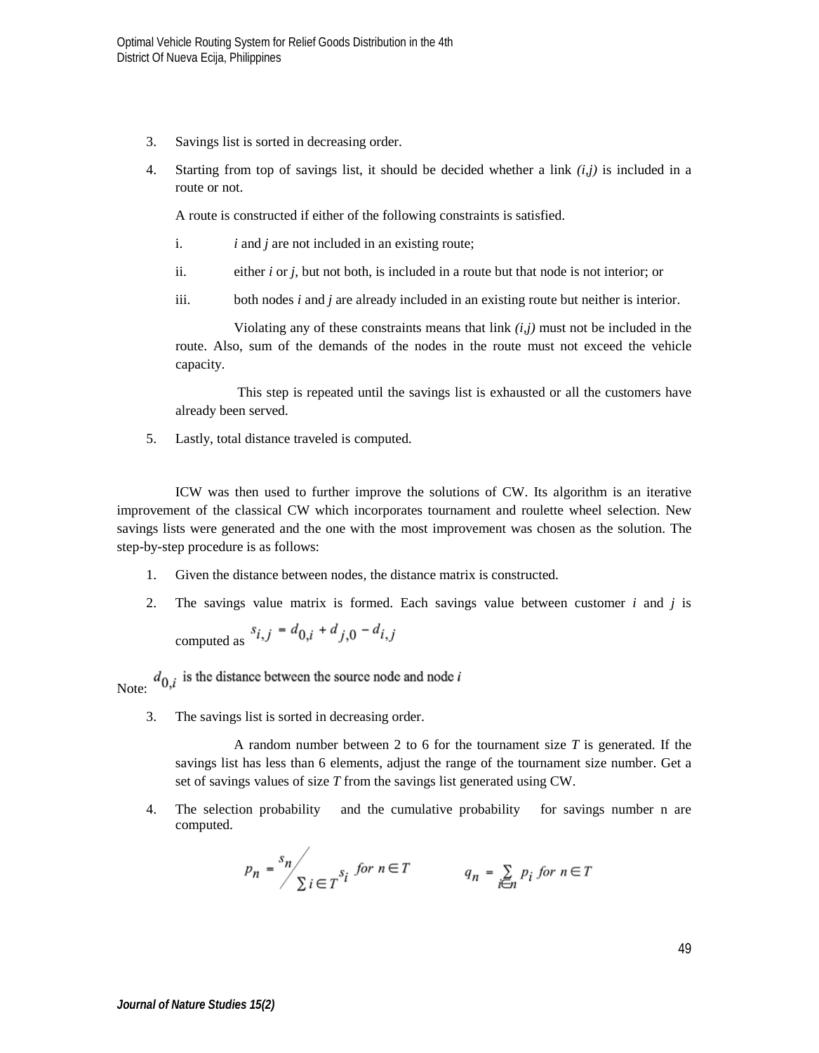3. Savings list is sorted in decreasing order.

4. Starting from top of savings list, it should be decided whether a link *(i,j)* is included in a route or not.

   A route is constructed if either of the following constraints is satisfied.

   i. *i* and *j* are not included in an existing route;

   ii. either *i* or *j*, but not both, is included in a route but that node is not interior; or

   iii. both nodes *i* and *j* are already included in an existing route but neither is interior.

   Violating any of these constraints means that link *(i,j)* must not be included in the route. Also, sum of the demands of the nodes in the route must not exceed the vehicle capacity.

   This step is repeated until the savings list is exhausted or all the customers have already been served.

5. Lastly, total distance traveled is computed.

ICW was then used to further improve the solutions of CW. Its algorithm is an iterative improvement of the classical CW which incorporates tournament and roulette wheel selection. New savings lists were generated and the one with the most improvement was chosen as the solution. The step-by-step procedure is as follows:

1. Given the distance between nodes, the distance matrix is constructed.

2. The savings value matrix is formed. Each savings value between customer *i* and *j* is computed as $s_{i,j} = d_{0,i} + d_{j,0} - d_{i,j}$

Note: $d_{0,i}$ is the distance between the source node and node *i*

3. The savings list is sorted in decreasing order.

   A random number between 2 to 6 for the tournament size *T* is generated. If the savings list has less than 6 elements, adjust the range of the tournament size number. Get a set of savings values of size *T* from the savings list generated using CW.

4. The selection probability and the cumulative probability for savings number n are computed.

$$p_n = {s_n}\Big/{\sum i \in T^{s_i}} \ for\ n \in T \qquad q_n = \sum_{i \in n} p_i \ for\ n \in T$$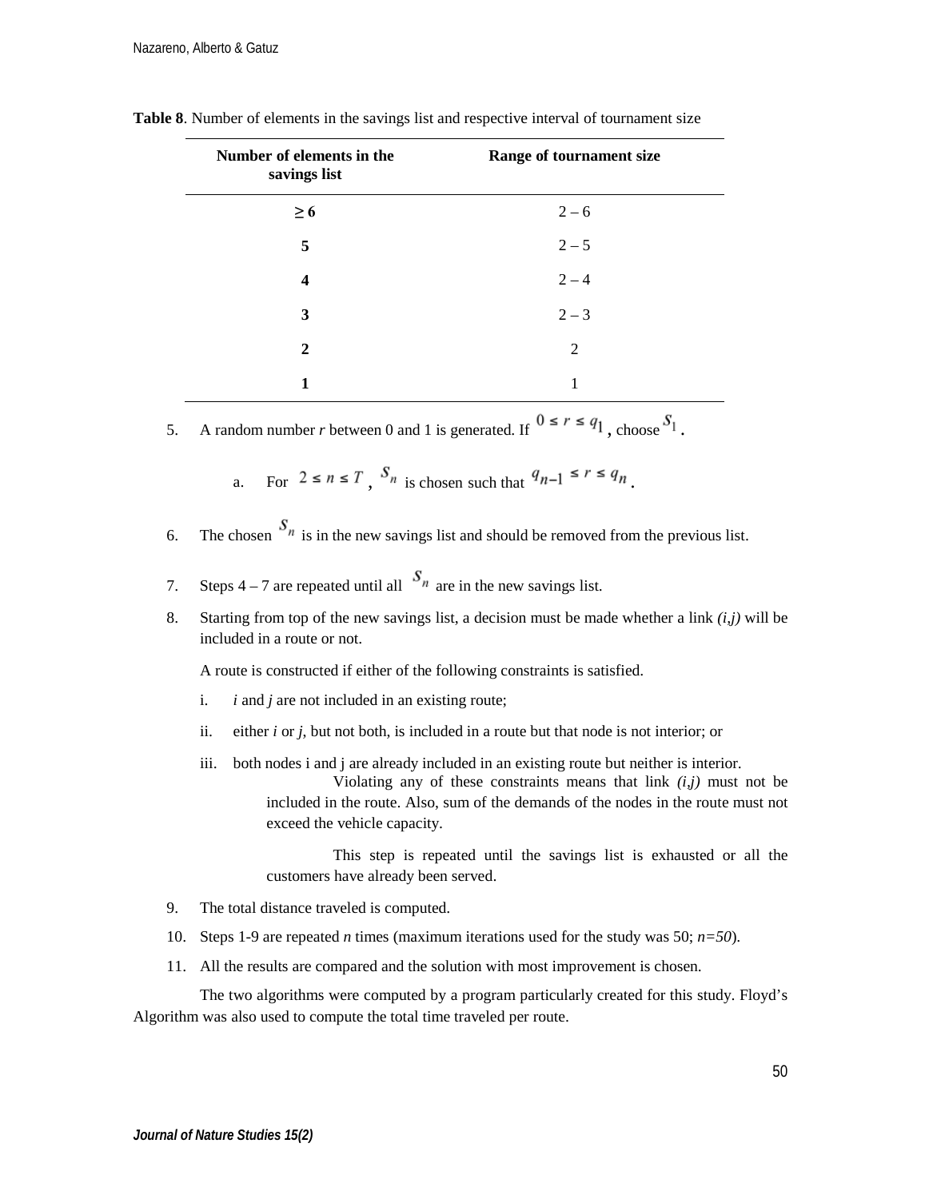**Table 8**. Number of elements in the savings list and respective interval of tournament size

| Number of elements in the savings list | Range of tournament size |
|---|---|
| **≥ 6** | 2 – 6 |
| **5** | 2 – 5 |
| **4** | 2 – 4 |
| **3** | 2 – 3 |
| **2** | 2 |
| **1** | 1 |

5. A random number *r* between 0 and 1 is generated. If $0 \leq r \leq q_1$, choose $S_1$.

    a. For $2 \leq n \leq T$, $S_n$ is chosen such that $q_{n-1} \leq r \leq q_n$.

6. The chosen $S_n$ is in the new savings list and should be removed from the previous list.

7. Steps 4 – 7 are repeated until all $S_n$ are in the new savings list.

8. Starting from top of the new savings list, a decision must be made whether a link *(i,j)* will be included in a route or not.

    A route is constructed if either of the following constraints is satisfied.

    i. *i* and *j* are not included in an existing route;

    ii. either *i* or *j*, but not both, is included in a route but that node is not interior; or

    iii. both nodes i and j are already included in an existing route but neither is interior.

    Violating any of these constraints means that link *(i,j)* must not be included in the route. Also, sum of the demands of the nodes in the route must not exceed the vehicle capacity.

    This step is repeated until the savings list is exhausted or all the customers have already been served.

9. The total distance traveled is computed.

10. Steps 1-9 are repeated *n* times (maximum iterations used for the study was 50; *n=50*).

11. All the results are compared and the solution with most improvement is chosen.

The two algorithms were computed by a program particularly created for this study. Floyd's Algorithm was also used to compute the total time traveled per route.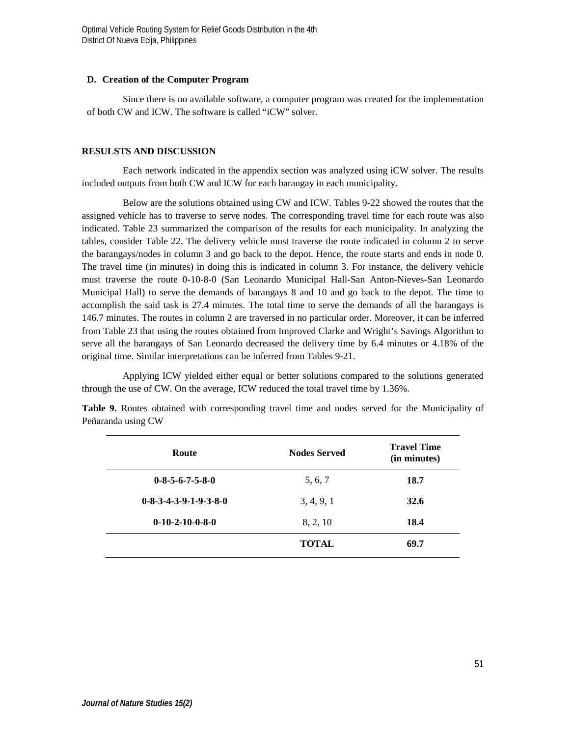### D. Creation of the Computer Program

Since there is no available software, a computer program was created for the implementation of both CW and ICW. The software is called "iCW" solver.

## RESULTS AND DISCUSSION

Each network indicated in the appendix section was analyzed using iCW solver. The results included outputs from both CW and ICW for each barangay in each municipality.

Below are the solutions obtained using CW and ICW. Tables 9-22 showed the routes that the assigned vehicle has to traverse to serve nodes. The corresponding travel time for each route was also indicated. Table 23 summarized the comparison of the results for each municipality. In analyzing the tables, consider Table 22. The delivery vehicle must traverse the route indicated in column 2 to serve the barangays/nodes in column 3 and go back to the depot. Hence, the route starts and ends in node 0. The travel time (in minutes) in doing this is indicated in column 3. For instance, the delivery vehicle must traverse the route 0-10-8-0 (San Leonardo Municipal Hall-San Anton-Nieves-San Leonardo Municipal Hall) to serve the demands of barangays 8 and 10 and go back to the depot. The time to accomplish the said task is 27.4 minutes. The total time to serve the demands of all the barangays is 146.7 minutes. The routes in column 2 are traversed in no particular order. Moreover, it can be inferred from Table 23 that using the routes obtained from Improved Clarke and Wright's Savings Algorithm to serve all the barangays of San Leonardo decreased the delivery time by 6.4 minutes or 4.18% of the original time. Similar interpretations can be inferred from Tables 9-21.

Applying ICW yielded either equal or better solutions compared to the solutions generated through the use of CW. On the average, ICW reduced the total travel time by 1.36%.

**Table 9.** Routes obtained with corresponding travel time and nodes served for the Municipality of Peñaranda using CW

| Route | Nodes Served | Travel Time (in minutes) |
|---|---|---|
| **0-8-5-6-7-5-8-0** | 5, 6, 7 | **18.7** |
| **0-8-3-4-3-9-1-9-3-8-0** | 3, 4, 9, 1 | **32.6** |
| **0-10-2-10-0-8-0** | 8, 2, 10 | **18.4** |
| | **TOTAL** | **69.7** |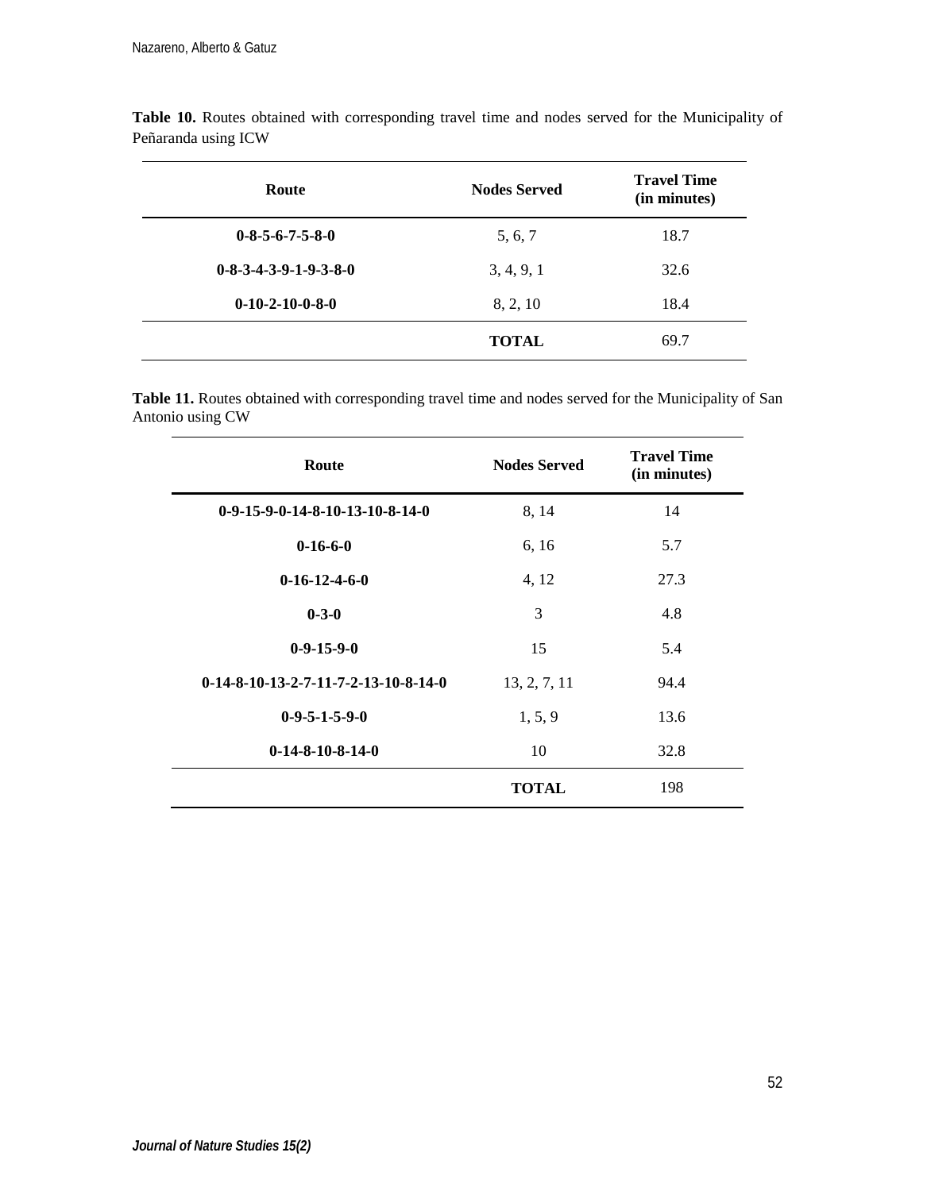**Table 10.** Routes obtained with corresponding travel time and nodes served for the Municipality of Peñaranda using ICW

| Route | Nodes Served | Travel Time (in minutes) |
| --- | --- | --- |
| **0-8-5-6-7-5-8-0** | 5, 6, 7 | 18.7 |
| **0-8-3-4-3-9-1-9-3-8-0** | 3, 4, 9, 1 | 32.6 |
| **0-10-2-10-0-8-0** | 8, 2, 10 | 18.4 |
| | **TOTAL** | 69.7 |

**Table 11.** Routes obtained with corresponding travel time and nodes served for the Municipality of San Antonio using CW

| Route | Nodes Served | Travel Time (in minutes) |
| --- | --- | --- |
| **0-9-15-9-0-14-8-10-13-10-8-14-0** | 8, 14 | 14 |
| **0-16-6-0** | 6, 16 | 5.7 |
| **0-16-12-4-6-0** | 4, 12 | 27.3 |
| **0-3-0** | 3 | 4.8 |
| **0-9-15-9-0** | 15 | 5.4 |
| **0-14-8-10-13-2-7-11-7-2-13-10-8-14-0** | 13, 2, 7, 11 | 94.4 |
| **0-9-5-1-5-9-0** | 1, 5, 9 | 13.6 |
| **0-14-8-10-8-14-0** | 10 | 32.8 |
| | **TOTAL** | 198 |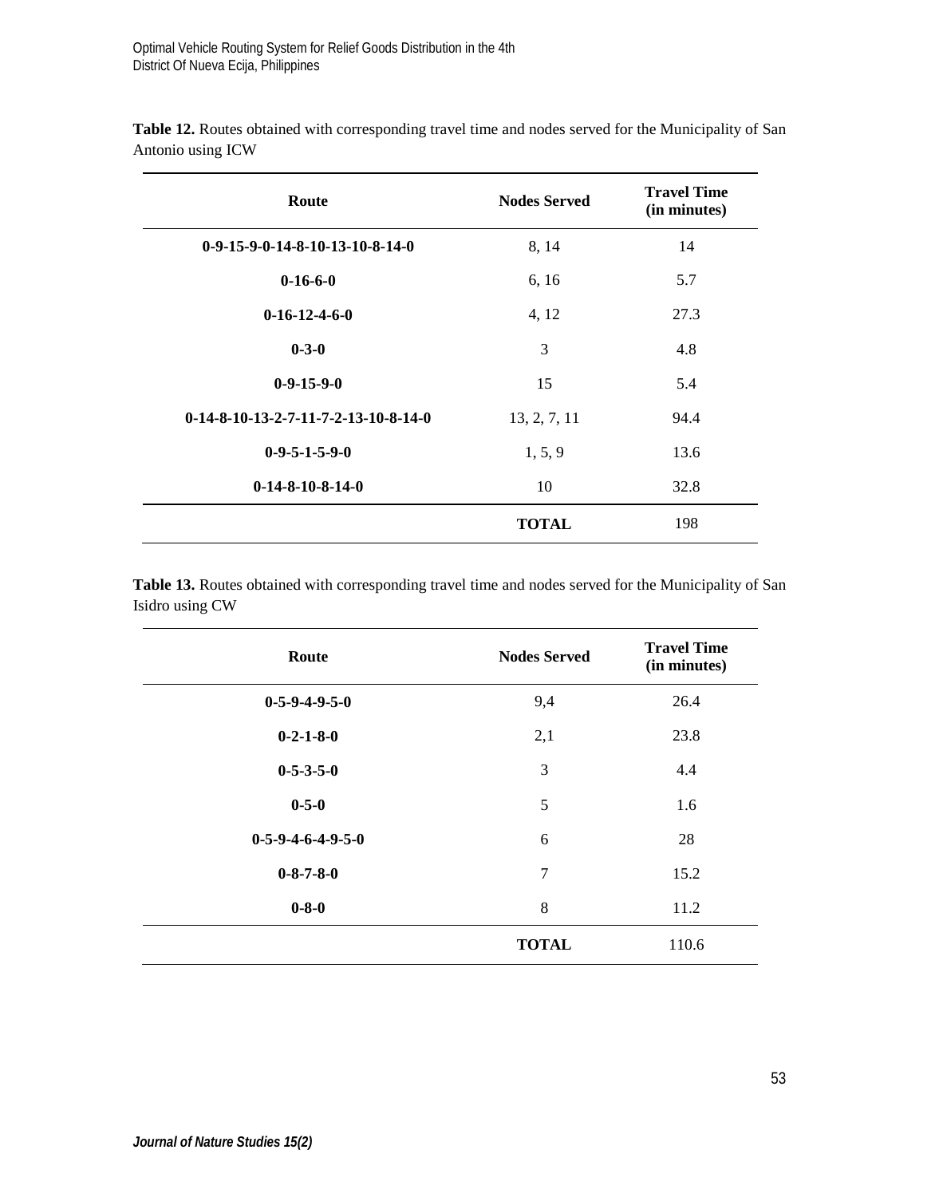**Table 12.** Routes obtained with corresponding travel time and nodes served for the Municipality of San Antonio using ICW

| Route | Nodes Served | Travel Time (in minutes) |
|---|---|---|
| **0-9-15-9-0-14-8-10-13-10-8-14-0** | 8, 14 | 14 |
| **0-16-6-0** | 6, 16 | 5.7 |
| **0-16-12-4-6-0** | 4, 12 | 27.3 |
| **0-3-0** | 3 | 4.8 |
| **0-9-15-9-0** | 15 | 5.4 |
| **0-14-8-10-13-2-7-11-7-2-13-10-8-14-0** | 13, 2, 7, 11 | 94.4 |
| **0-9-5-1-5-9-0** | 1, 5, 9 | 13.6 |
| **0-14-8-10-8-14-0** | 10 | 32.8 |
| | **TOTAL** | 198 |

**Table 13.** Routes obtained with corresponding travel time and nodes served for the Municipality of San Isidro using CW

| Route | Nodes Served | Travel Time (in minutes) |
|---|---|---|
| **0-5-9-4-9-5-0** | 9,4 | 26.4 |
| **0-2-1-8-0** | 2,1 | 23.8 |
| **0-5-3-5-0** | 3 | 4.4 |
| **0-5-0** | 5 | 1.6 |
| **0-5-9-4-6-4-9-5-0** | 6 | 28 |
| **0-8-7-8-0** | 7 | 15.2 |
| **0-8-0** | 8 | 11.2 |
| | **TOTAL** | 110.6 |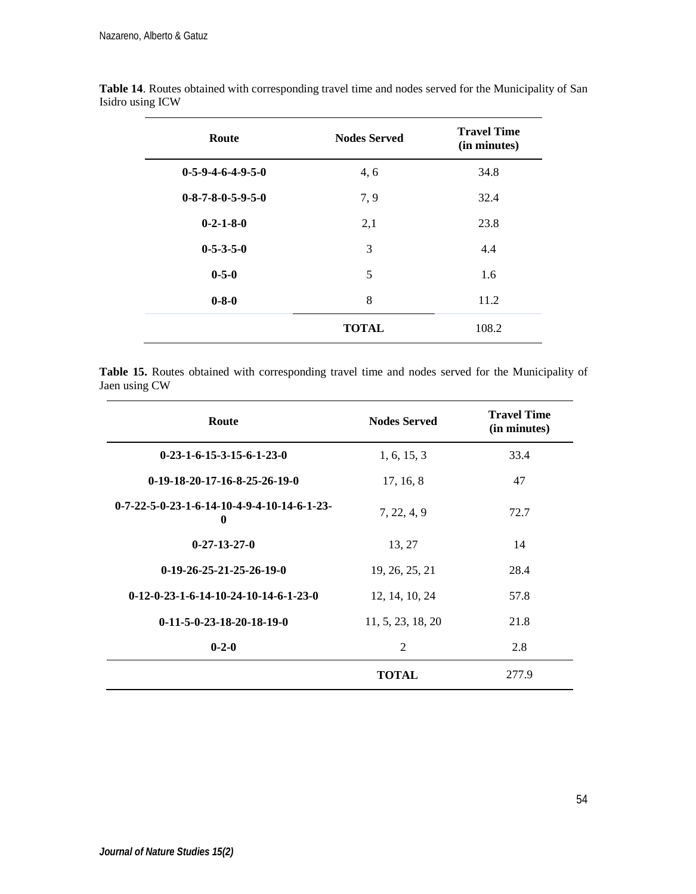**Table 14**. Routes obtained with corresponding travel time and nodes served for the Municipality of San Isidro using ICW

| Route | Nodes Served | Travel Time (in minutes) |
|---|---|---|
| **0-5-9-4-6-4-9-5-0** | 4, 6 | 34.8 |
| **0-8-7-8-0-5-9-5-0** | 7, 9 | 32.4 |
| **0-2-1-8-0** | 2,1 | 23.8 |
| **0-5-3-5-0** | 3 | 4.4 |
| **0-5-0** | 5 | 1.6 |
| **0-8-0** | 8 | 11.2 |
| | **TOTAL** | 108.2 |

**Table 15.** Routes obtained with corresponding travel time and nodes served for the Municipality of Jaen using CW

| Route | Nodes Served | Travel Time (in minutes) |
|---|---|---|
| **0-23-1-6-15-3-15-6-1-23-0** | 1, 6, 15, 3 | 33.4 |
| **0-19-18-20-17-16-8-25-26-19-0** | 17, 16, 8 | 47 |
| **0-7-22-5-0-23-1-6-14-10-4-9-4-10-14-6-1-23-0** | 7, 22, 4, 9 | 72.7 |
| **0-27-13-27-0** | 13, 27 | 14 |
| **0-19-26-25-21-25-26-19-0** | 19, 26, 25, 21 | 28.4 |
| **0-12-0-23-1-6-14-10-24-10-14-6-1-23-0** | 12, 14, 10, 24 | 57.8 |
| **0-11-5-0-23-18-20-18-19-0** | 11, 5, 23, 18, 20 | 21.8 |
| **0-2-0** | 2 | 2.8 |
| | **TOTAL** | 277.9 |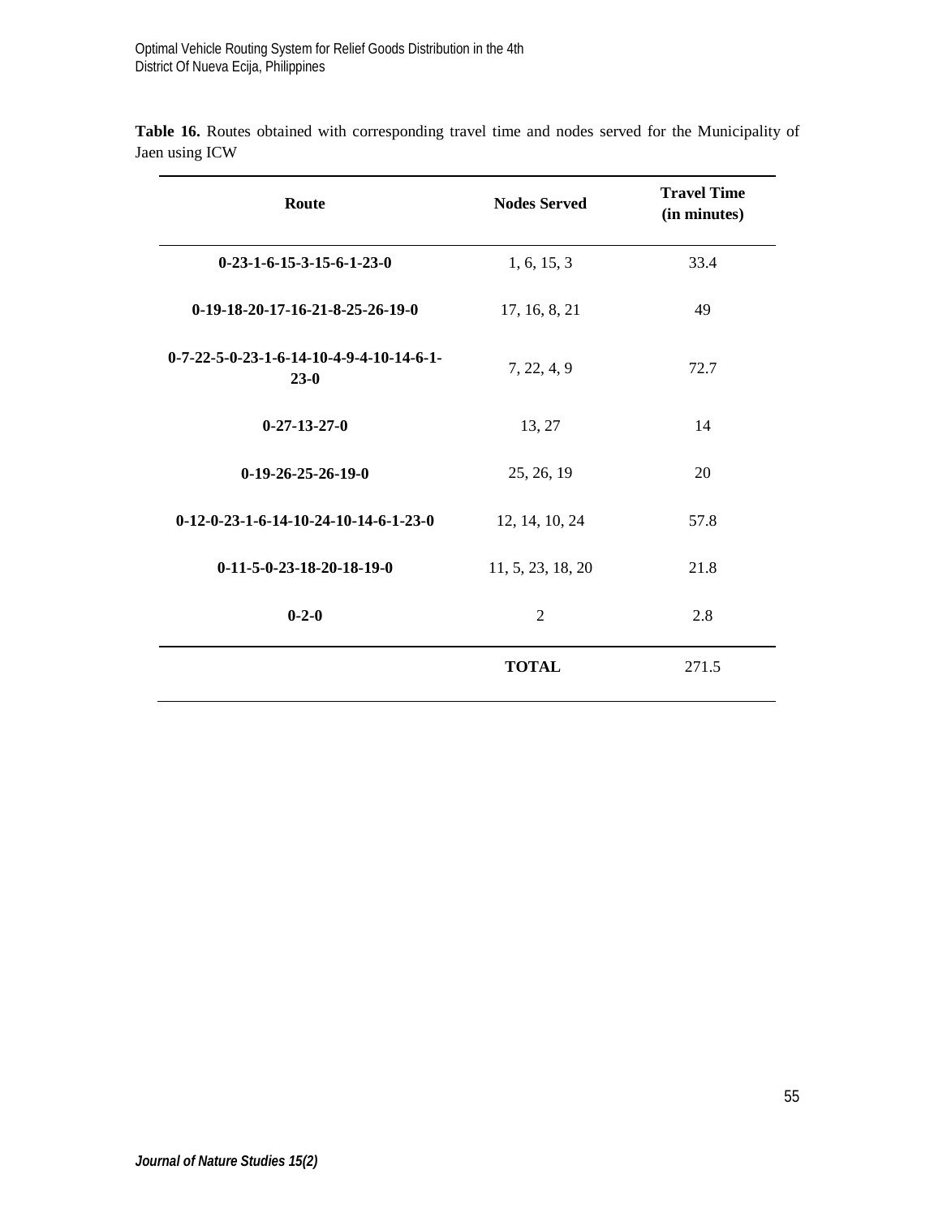**Table 16.** Routes obtained with corresponding travel time and nodes served for the Municipality of Jaen using ICW

| Route | Nodes Served | Travel Time (in minutes) |
|---|---|---|
| **0-23-1-6-15-3-15-6-1-23-0** | 1, 6, 15, 3 | 33.4 |
| **0-19-18-20-17-16-21-8-25-26-19-0** | 17, 16, 8, 21 | 49 |
| **0-7-22-5-0-23-1-6-14-10-4-9-4-10-14-6-1-23-0** | 7, 22, 4, 9 | 72.7 |
| **0-27-13-27-0** | 13, 27 | 14 |
| **0-19-26-25-26-19-0** | 25, 26, 19 | 20 |
| **0-12-0-23-1-6-14-10-24-10-14-6-1-23-0** | 12, 14, 10, 24 | 57.8 |
| **0-11-5-0-23-18-20-18-19-0** | 11, 5, 23, 18, 20 | 21.8 |
| **0-2-0** | 2 | 2.8 |
| | **TOTAL** | 271.5 |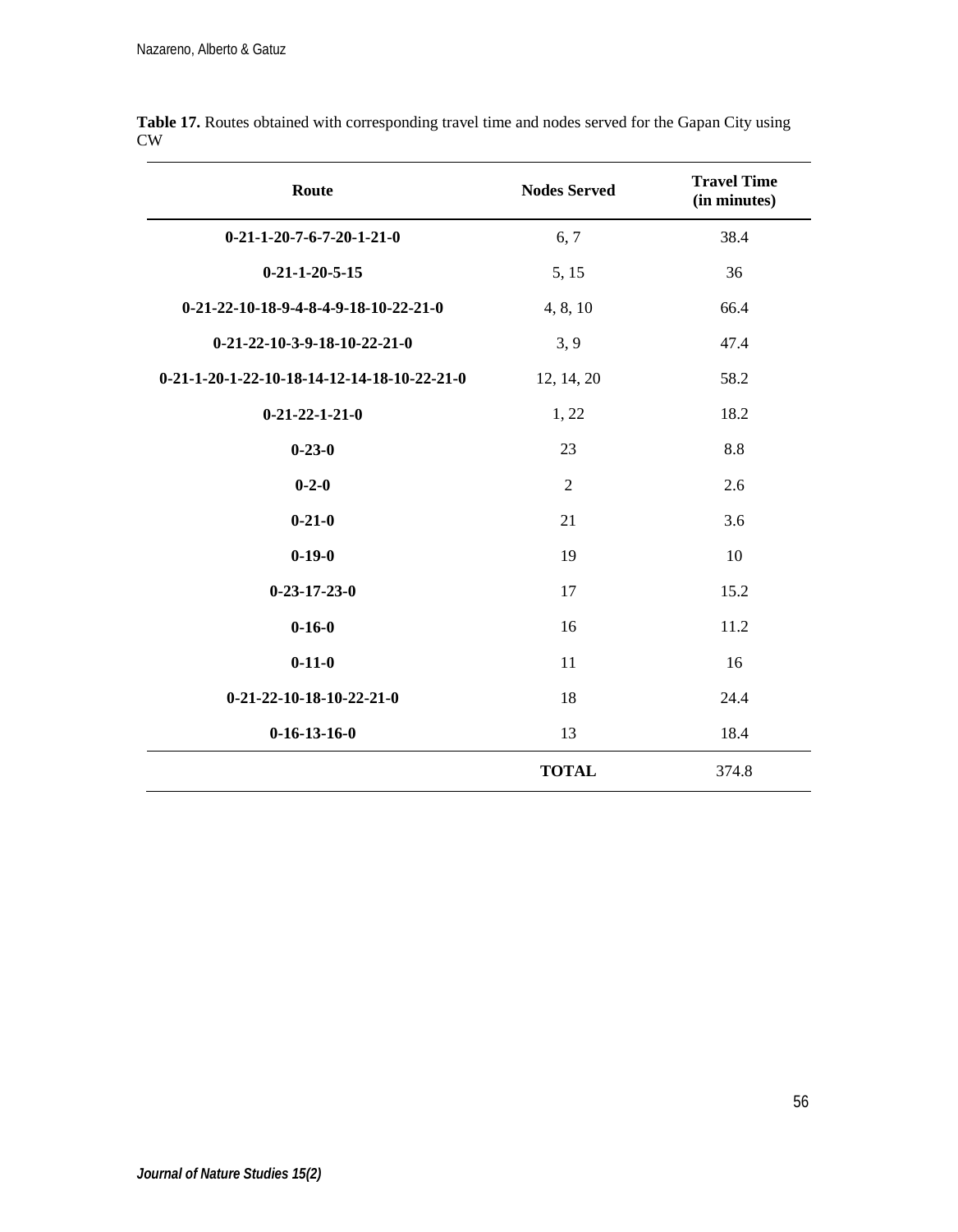**Table 17.** Routes obtained with corresponding travel time and nodes served for the Gapan City using CW

| Route | Nodes Served | Travel Time (in minutes) |
|---|---|---|
| **0-21-1-20-7-6-7-20-1-21-0** | 6, 7 | 38.4 |
| **0-21-1-20-5-15** | 5, 15 | 36 |
| **0-21-22-10-18-9-4-8-4-9-18-10-22-21-0** | 4, 8, 10 | 66.4 |
| **0-21-22-10-3-9-18-10-22-21-0** | 3, 9 | 47.4 |
| **0-21-1-20-1-22-10-18-14-12-14-18-10-22-21-0** | 12, 14, 20 | 58.2 |
| **0-21-22-1-21-0** | 1, 22 | 18.2 |
| **0-23-0** | 23 | 8.8 |
| **0-2-0** | 2 | 2.6 |
| **0-21-0** | 21 | 3.6 |
| **0-19-0** | 19 | 10 |
| **0-23-17-23-0** | 17 | 15.2 |
| **0-16-0** | 16 | 11.2 |
| **0-11-0** | 11 | 16 |
| **0-21-22-10-18-10-22-21-0** | 18 | 24.4 |
| **0-16-13-16-0** | 13 | 18.4 |
| | **TOTAL** | 374.8 |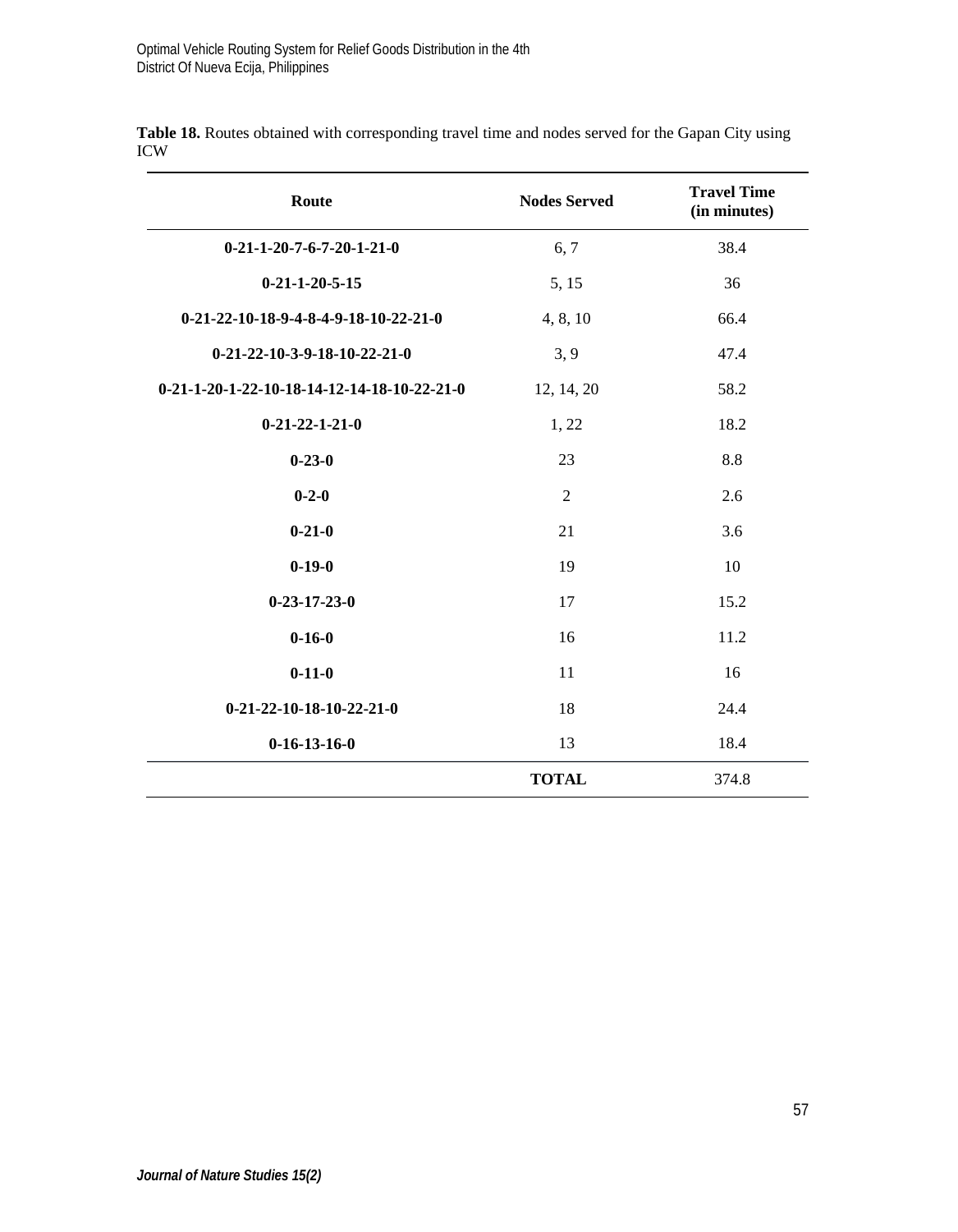**Table 18.** Routes obtained with corresponding travel time and nodes served for the Gapan City using ICW

| Route | Nodes Served | Travel Time (in minutes) |
|---|---|---|
| **0-21-1-20-7-6-7-20-1-21-0** | 6, 7 | 38.4 |
| **0-21-1-20-5-15** | 5, 15 | 36 |
| **0-21-22-10-18-9-4-8-4-9-18-10-22-21-0** | 4, 8, 10 | 66.4 |
| **0-21-22-10-3-9-18-10-22-21-0** | 3, 9 | 47.4 |
| **0-21-1-20-1-22-10-18-14-12-14-18-10-22-21-0** | 12, 14, 20 | 58.2 |
| **0-21-22-1-21-0** | 1, 22 | 18.2 |
| **0-23-0** | 23 | 8.8 |
| **0-2-0** | 2 | 2.6 |
| **0-21-0** | 21 | 3.6 |
| **0-19-0** | 19 | 10 |
| **0-23-17-23-0** | 17 | 15.2 |
| **0-16-0** | 16 | 11.2 |
| **0-11-0** | 11 | 16 |
| **0-21-22-10-18-10-22-21-0** | 18 | 24.4 |
| **0-16-13-16-0** | 13 | 18.4 |
| | **TOTAL** | 374.8 |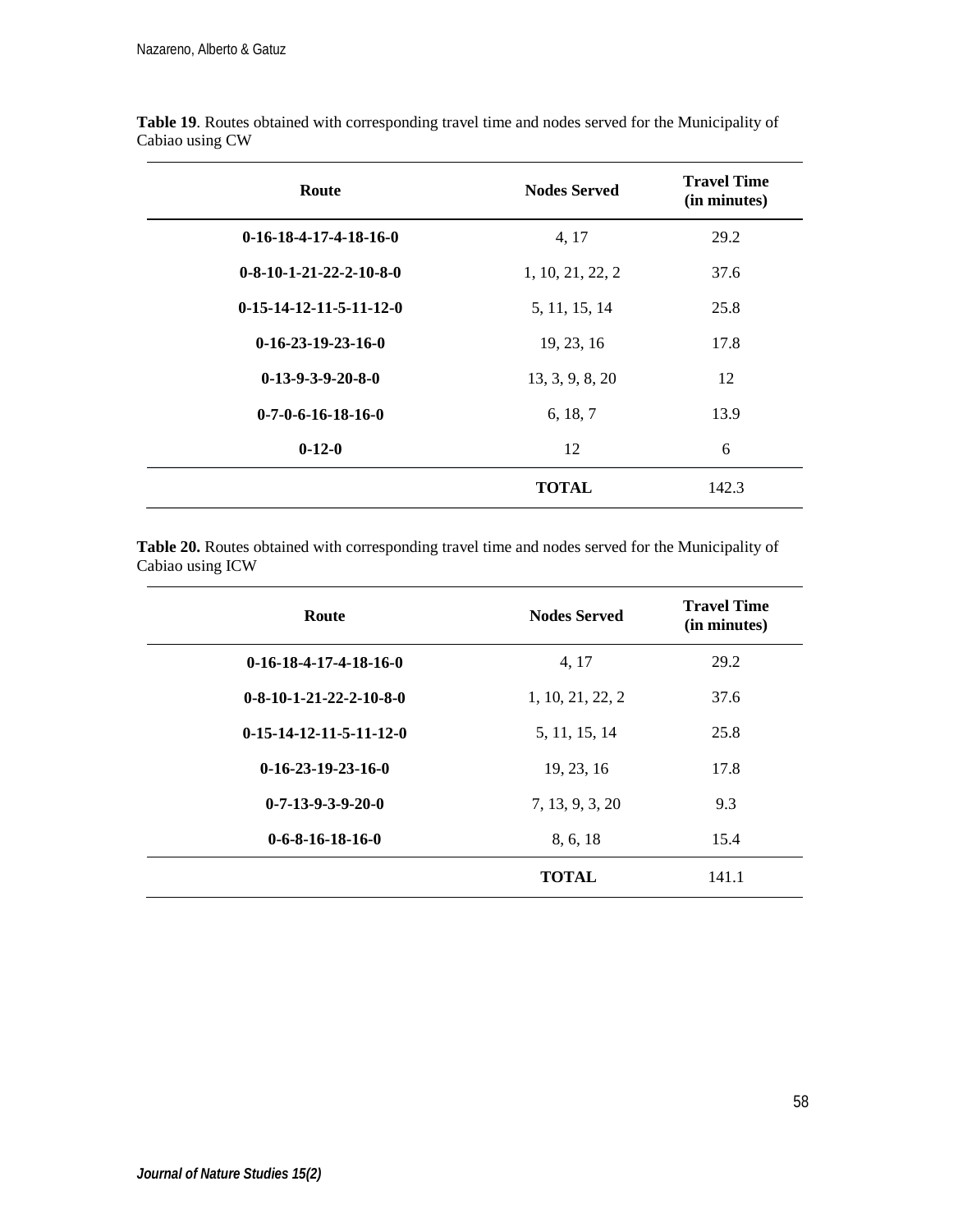**Table 19**. Routes obtained with corresponding travel time and nodes served for the Municipality of Cabiao using CW

| Route | Nodes Served | Travel Time (in minutes) |
|---|---|---|
| **0-16-18-4-17-4-18-16-0** | 4, 17 | 29.2 |
| **0-8-10-1-21-22-2-10-8-0** | 1, 10, 21, 22, 2 | 37.6 |
| **0-15-14-12-11-5-11-12-0** | 5, 11, 15, 14 | 25.8 |
| **0-16-23-19-23-16-0** | 19, 23, 16 | 17.8 |
| **0-13-9-3-9-20-8-0** | 13, 3, 9, 8, 20 | 12 |
| **0-7-0-6-16-18-16-0** | 6, 18, 7 | 13.9 |
| **0-12-0** | 12 | 6 |
| | **TOTAL** | 142.3 |

**Table 20.** Routes obtained with corresponding travel time and nodes served for the Municipality of Cabiao using ICW

| Route | Nodes Served | Travel Time (in minutes) |
|---|---|---|
| **0-16-18-4-17-4-18-16-0** | 4, 17 | 29.2 |
| **0-8-10-1-21-22-2-10-8-0** | 1, 10, 21, 22, 2 | 37.6 |
| **0-15-14-12-11-5-11-12-0** | 5, 11, 15, 14 | 25.8 |
| **0-16-23-19-23-16-0** | 19, 23, 16 | 17.8 |
| **0-7-13-9-3-9-20-0** | 7, 13, 9, 3, 20 | 9.3 |
| **0-6-8-16-18-16-0** | 8, 6, 18 | 15.4 |
| | **TOTAL** | 141.1 |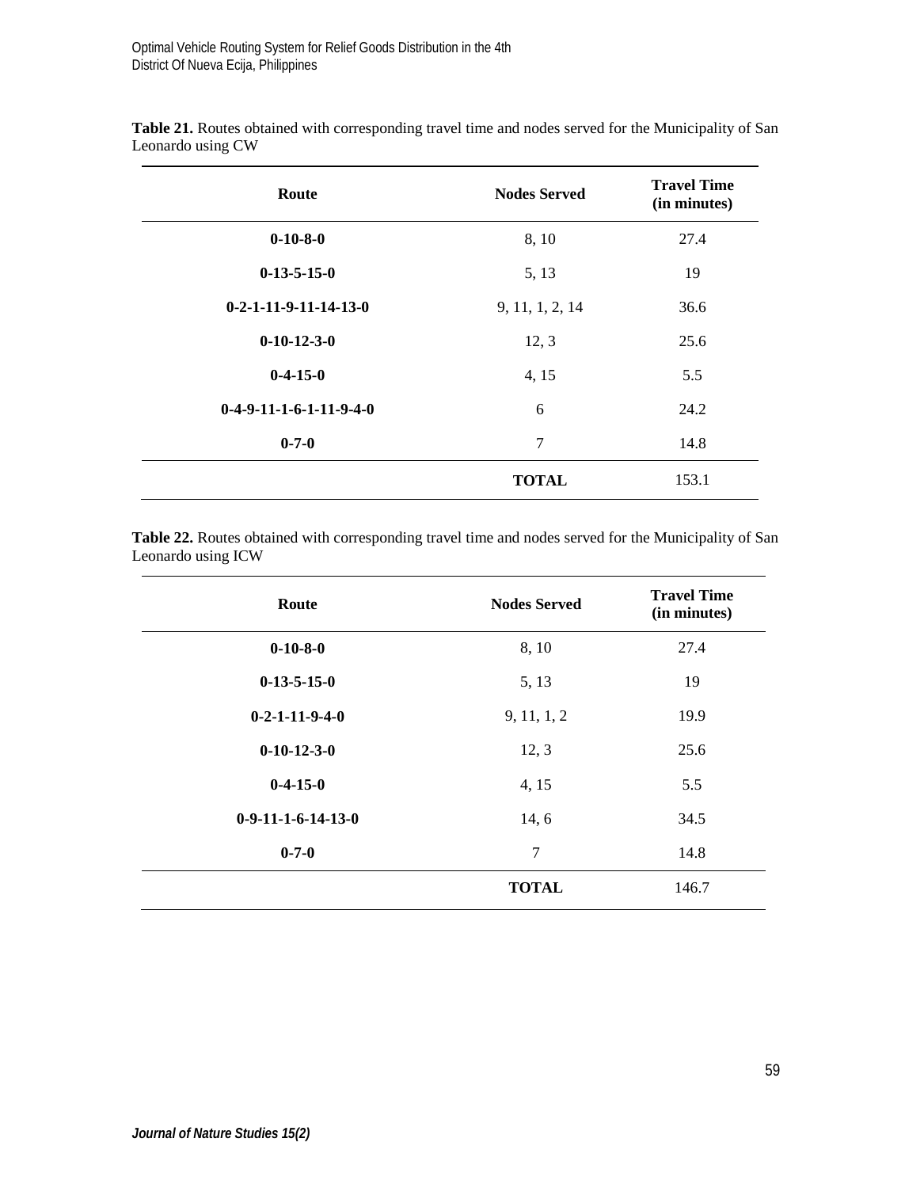**Table 21.** Routes obtained with corresponding travel time and nodes served for the Municipality of San Leonardo using CW

| Route | Nodes Served | Travel Time (in minutes) |
|---|---|---|
| **0-10-8-0** | 8, 10 | 27.4 |
| **0-13-5-15-0** | 5, 13 | 19 |
| **0-2-1-11-9-11-14-13-0** | 9, 11, 1, 2, 14 | 36.6 |
| **0-10-12-3-0** | 12, 3 | 25.6 |
| **0-4-15-0** | 4, 15 | 5.5 |
| **0-4-9-11-1-6-1-11-9-4-0** | 6 | 24.2 |
| **0-7-0** | 7 | 14.8 |
| | **TOTAL** | 153.1 |

**Table 22.** Routes obtained with corresponding travel time and nodes served for the Municipality of San Leonardo using ICW

| Route | Nodes Served | Travel Time (in minutes) |
|---|---|---|
| **0-10-8-0** | 8, 10 | 27.4 |
| **0-13-5-15-0** | 5, 13 | 19 |
| **0-2-1-11-9-4-0** | 9, 11, 1, 2 | 19.9 |
| **0-10-12-3-0** | 12, 3 | 25.6 |
| **0-4-15-0** | 4, 15 | 5.5 |
| **0-9-11-1-6-14-13-0** | 14, 6 | 34.5 |
| **0-7-0** | 7 | 14.8 |
| | **TOTAL** | 146.7 |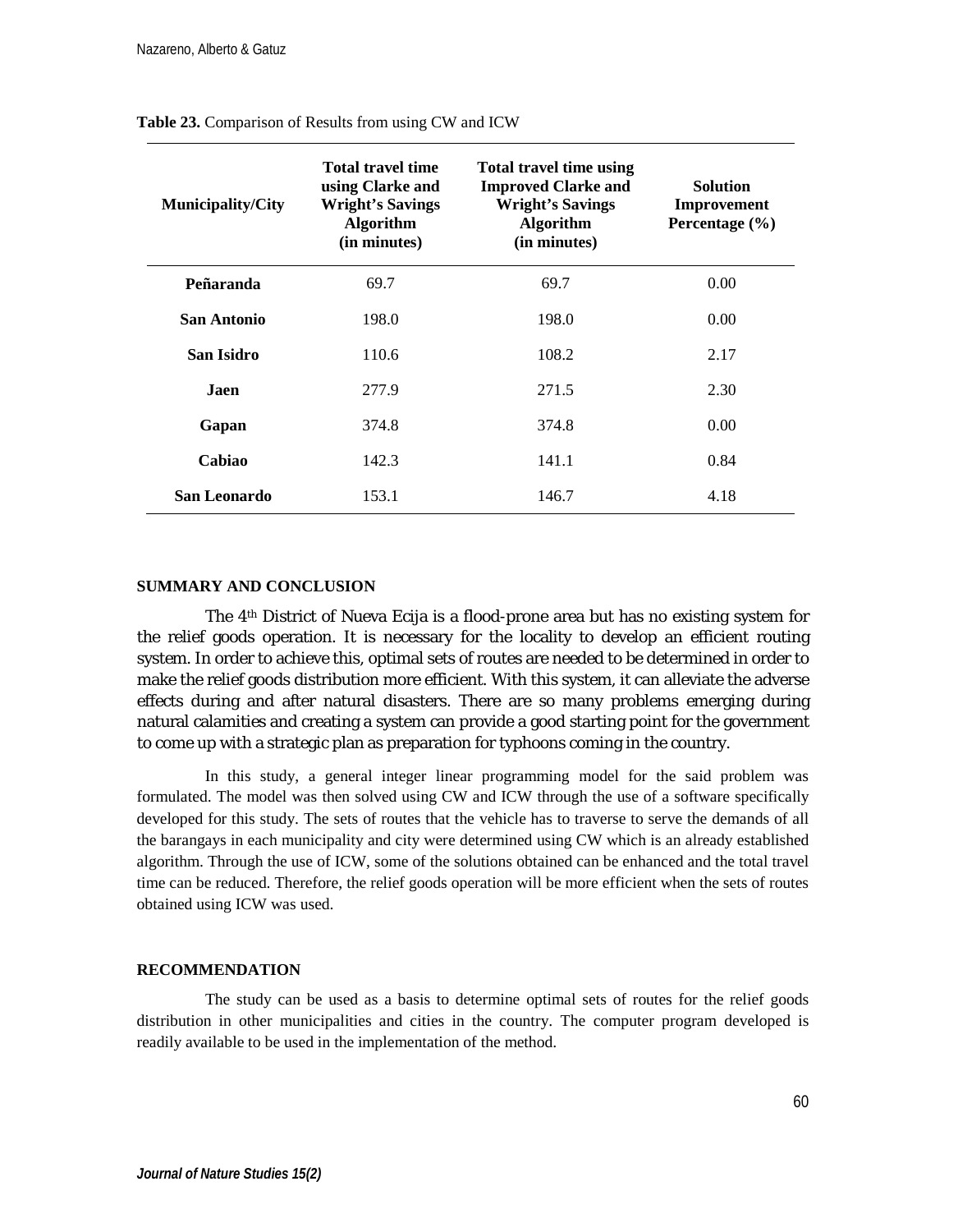**Table 23.** Comparison of Results from using CW and ICW

| Municipality/City | Total travel time using Clarke and Wright's Savings Algorithm (in minutes) | Total travel time using Improved Clarke and Wright's Savings Algorithm (in minutes) | Solution Improvement Percentage (%) |
|---|---|---|---|
| **Peñaranda** | 69.7 | 69.7 | 0.00 |
| **San Antonio** | 198.0 | 198.0 | 0.00 |
| **San Isidro** | 110.6 | 108.2 | 2.17 |
| **Jaen** | 277.9 | 271.5 | 2.30 |
| **Gapan** | 374.8 | 374.8 | 0.00 |
| **Cabiao** | 142.3 | 141.1 | 0.84 |
| **San Leonardo** | 153.1 | 146.7 | 4.18 |

## SUMMARY AND CONCLUSION

The 4th District of Nueva Ecija is a flood-prone area but has no existing system for the relief goods operation. It is necessary for the locality to develop an efficient routing system. In order to achieve this, optimal sets of routes are needed to be determined in order to make the relief goods distribution more efficient. With this system, it can alleviate the adverse effects during and after natural disasters. There are so many problems emerging during natural calamities and creating a system can provide a good starting point for the government to come up with a strategic plan as preparation for typhoons coming in the country.

In this study, a general integer linear programming model for the said problem was formulated. The model was then solved using CW and ICW through the use of a software specifically developed for this study. The sets of routes that the vehicle has to traverse to serve the demands of all the barangays in each municipality and city were determined using CW which is an already established algorithm. Through the use of ICW, some of the solutions obtained can be enhanced and the total travel time can be reduced. Therefore, the relief goods operation will be more efficient when the sets of routes obtained using ICW was used.

## RECOMMENDATION

The study can be used as a basis to determine optimal sets of routes for the relief goods distribution in other municipalities and cities in the country. The computer program developed is readily available to be used in the implementation of the method.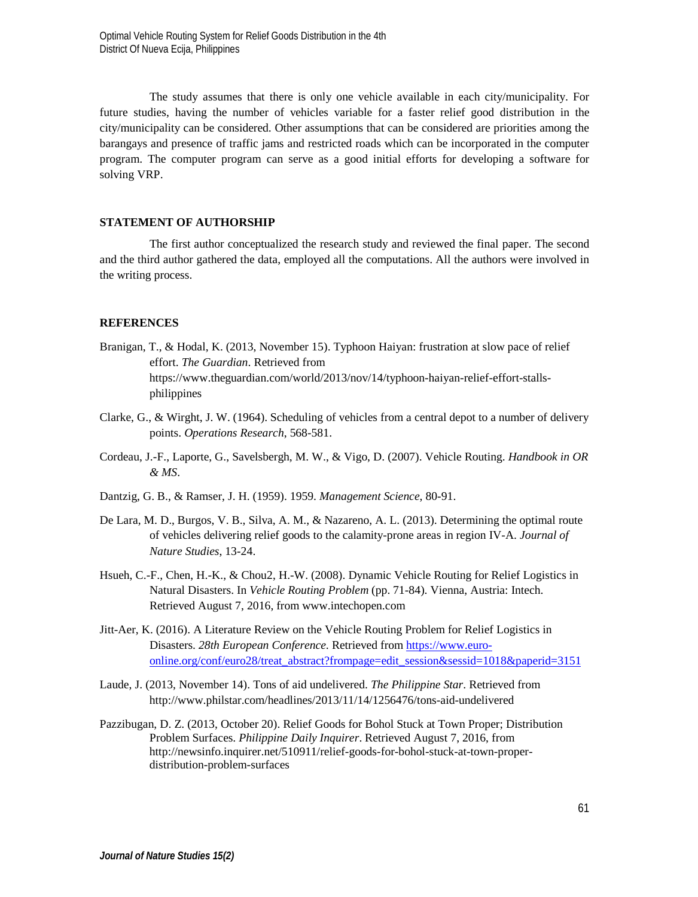The study assumes that there is only one vehicle available in each city/municipality. For future studies, having the number of vehicles variable for a faster relief good distribution in the city/municipality can be considered. Other assumptions that can be considered are priorities among the barangays and presence of traffic jams and restricted roads which can be incorporated in the computer program. The computer program can serve as a good initial efforts for developing a software for solving VRP.

## STATEMENT OF AUTHORSHIP

The first author conceptualized the research study and reviewed the final paper. The second and the third author gathered the data, employed all the computations. All the authors were involved in the writing process.

## REFERENCES

Branigan, T., & Hodal, K. (2013, November 15). Typhoon Haiyan: frustration at slow pace of relief effort. *The Guardian*. Retrieved from https://www.theguardian.com/world/2013/nov/14/typhoon-haiyan-relief-effort-stalls-philippines

Clarke, G., & Wirght, J. W. (1964). Scheduling of vehicles from a central depot to a number of delivery points. *Operations Research*, 568-581.

Cordeau, J.-F., Laporte, G., Savelsbergh, M. W., & Vigo, D. (2007). Vehicle Routing. *Handbook in OR & MS*.

Dantzig, G. B., & Ramser, J. H. (1959). 1959. *Management Science*, 80-91.

De Lara, M. D., Burgos, V. B., Silva, A. M., & Nazareno, A. L. (2013). Determining the optimal route of vehicles delivering relief goods to the calamity-prone areas in region IV-A. *Journal of Nature Studies*, 13-24.

Hsueh, C.-F., Chen, H.-K., & Chou2, H.-W. (2008). Dynamic Vehicle Routing for Relief Logistics in Natural Disasters. In *Vehicle Routing Problem* (pp. 71-84). Vienna, Austria: Intech. Retrieved August 7, 2016, from www.intechopen.com

Jitt-Aer, K. (2016). A Literature Review on the Vehicle Routing Problem for Relief Logistics in Disasters. *28th European Conference.* Retrieved from https://www.euro-online.org/conf/euro28/treat_abstract?frompage=edit_session&sessid=1018&paperid=3151

Laude, J. (2013, November 14). Tons of aid undelivered. *The Philippine Star*. Retrieved from http://www.philstar.com/headlines/2013/11/14/1256476/tons-aid-undelivered

Pazzibugan, D. Z. (2013, October 20). Relief Goods for Bohol Stuck at Town Proper; Distribution Problem Surfaces. *Philippine Daily Inquirer*. Retrieved August 7, 2016, from http://newsinfo.inquirer.net/510911/relief-goods-for-bohol-stuck-at-town-proper-distribution-problem-surfaces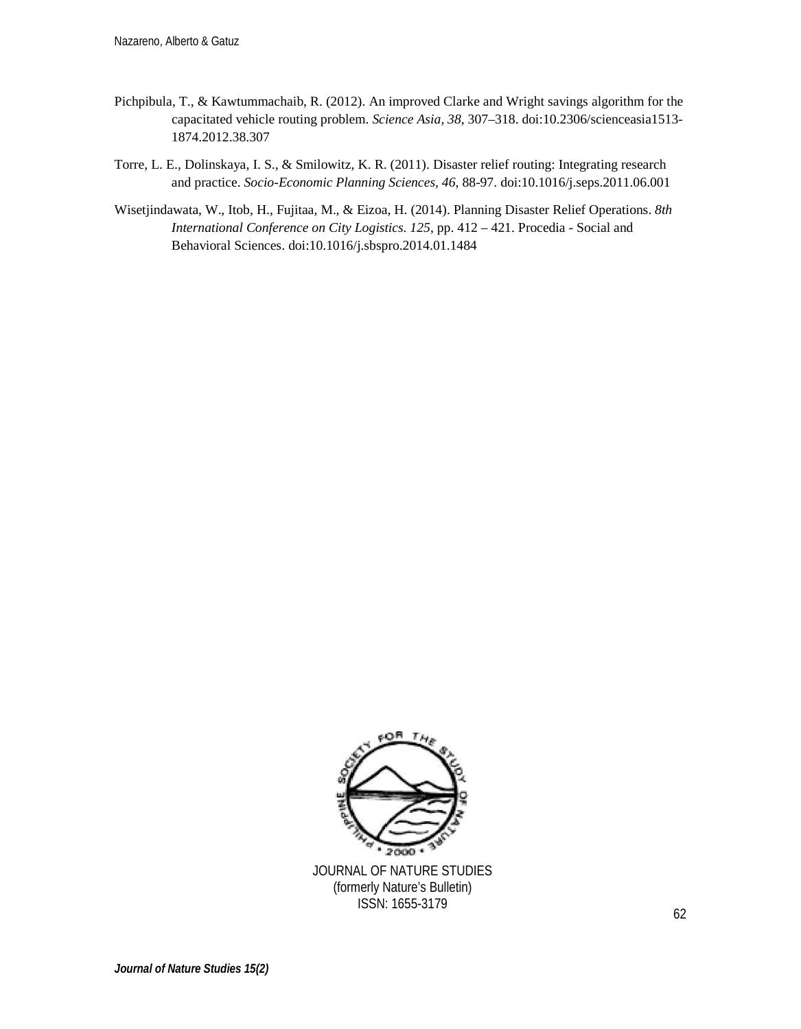Pichpibula, T., & Kawtummachaib, R. (2012). An improved Clarke and Wright savings algorithm for the capacitated vehicle routing problem. *Science Asia, 38*, 307–318. doi:10.2306/scienceasia1513-1874.2012.38.307

Torre, L. E., Dolinskaya, I. S., & Smilowitz, K. R. (2011). Disaster relief routing: Integrating research and practice. *Socio-Economic Planning Sciences, 46*, 88-97. doi:10.1016/j.seps.2011.06.001

Wisetjindawata, W., Itob, H., Fujitaa, M., & Eizoa, H. (2014). Planning Disaster Relief Operations. *8th International Conference on City Logistics. 125*, pp. 412 – 421. Procedia - Social and Behavioral Sciences. doi:10.1016/j.sbspro.2014.01.1484

JOURNAL OF NATURE STUDIES
(formerly Nature's Bulletin)
ISSN: 1655-3179